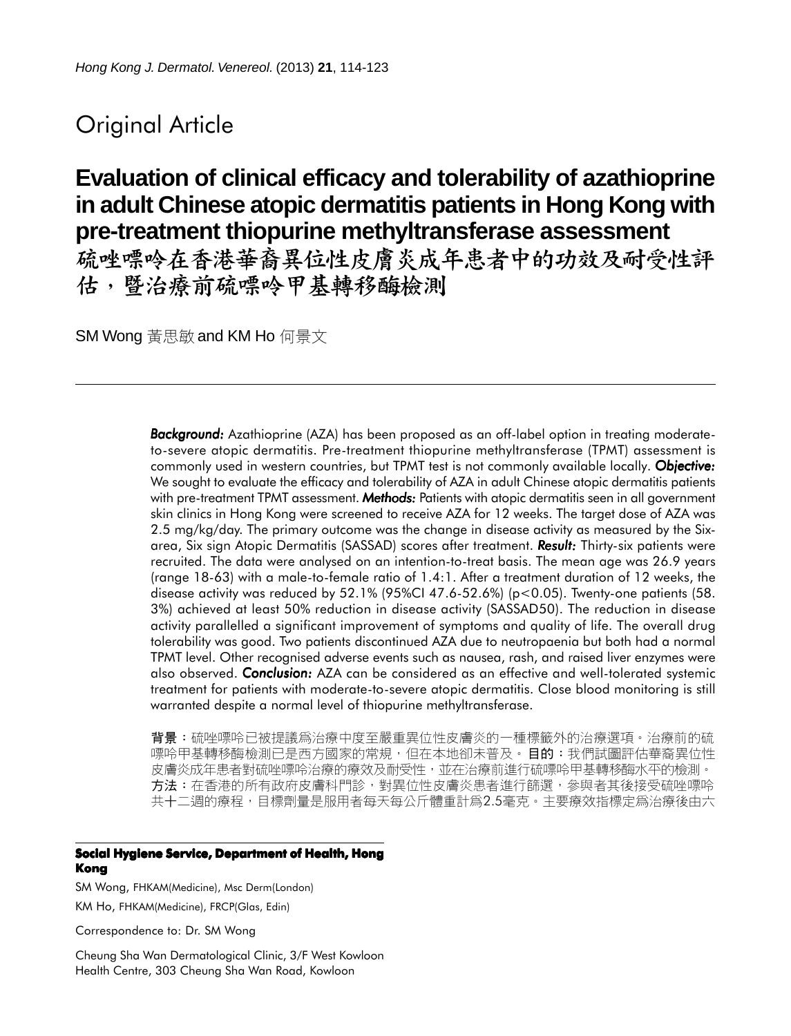Original Article

# Evaluation of clinical efficacy and tolerability of azathioprine in adult Chinese atopic dermatitis patients in Hong Kong with pre-treatment thiopurine methyltransferase assessment

# 硫唑嘌呤在香港華裔異位性皮膚炎成年患者中的功效及耐受性評估，暨治療前硫嘌呤甲基轉移酶檢測

SM Wong 黃思敏 and KM Ho 何景文

***Background:*** Azathioprine (AZA) has been proposed as an off-label option in treating moderate-to-severe atopic dermatitis. Pre-treatment thiopurine methyltransferase (TPMT) assessment is commonly used in western countries, but TPMT test is not commonly available locally. ***Objective:*** We sought to evaluate the efficacy and tolerability of AZA in adult Chinese atopic dermatitis patients with pre-treatment TPMT assessment. ***Methods:*** Patients with atopic dermatitis seen in all government skin clinics in Hong Kong were screened to receive AZA for 12 weeks. The target dose of AZA was 2.5 mg/kg/day. The primary outcome was the change in disease activity as measured by the Six-area, Six sign Atopic Dermatitis (SASSAD) scores after treatment. ***Result:*** Thirty-six patients were recruited. The data were analysed on an intention-to-treat basis. The mean age was 26.9 years (range 18-63) with a male-to-female ratio of 1.4:1. After a treatment duration of 12 weeks, the disease activity was reduced by 52.1% (95%CI 47.6-52.6%) ($p<0.05$). Twenty-one patients (58.3%) achieved at least 50% reduction in disease activity (SASSAD50). The reduction in disease activity parallelled a significant improvement of symptoms and quality of life. The overall drug tolerability was good. Two patients discontinued AZA due to neutropaenia but both had a normal TPMT level. Other recognised adverse events such as nausea, rash, and raised liver enzymes were also observed. ***Conclusion:*** AZA can be considered as an effective and well-tolerated systemic treatment for patients with moderate-to-severe atopic dermatitis. Close blood monitoring is still warranted despite a normal level of thiopurine methyltransferase.

**背景**：硫唑嘌呤已被提議爲治療中度至嚴重異位性皮膚炎的一種標籤外的治療選項。治療前的硫嘌呤甲基轉移酶檢測已是西方國家的常規，但在本地卻未普及。**目的**：我們試圖評估華裔異位性皮膚炎成年患者對硫唑嘌呤治療的療效及耐受性，並在治療前進行硫嘌呤甲基轉移酶水平的檢測。**方法**：在香港的所有政府皮膚科門診，對異位性皮膚炎患者進行篩選，參與者其後接受硫唑嘌呤共十二週的療程，目標劑量是服用者每天每公斤體重計爲2.5毫克。主要療效指標定爲治療後由六

**Social Hygiene Service, Department of Health, Hong Kong**

SM Wong, FHKAM(Medicine), Msc Derm(London)

KM Ho, FHKAM(Medicine), FRCP(Glas, Edin)

Correspondence to: Dr. SM Wong

Cheung Sha Wan Dermatological Clinic, 3/F West Kowloon Health Centre, 303 Cheung Sha Wan Road, Kowloon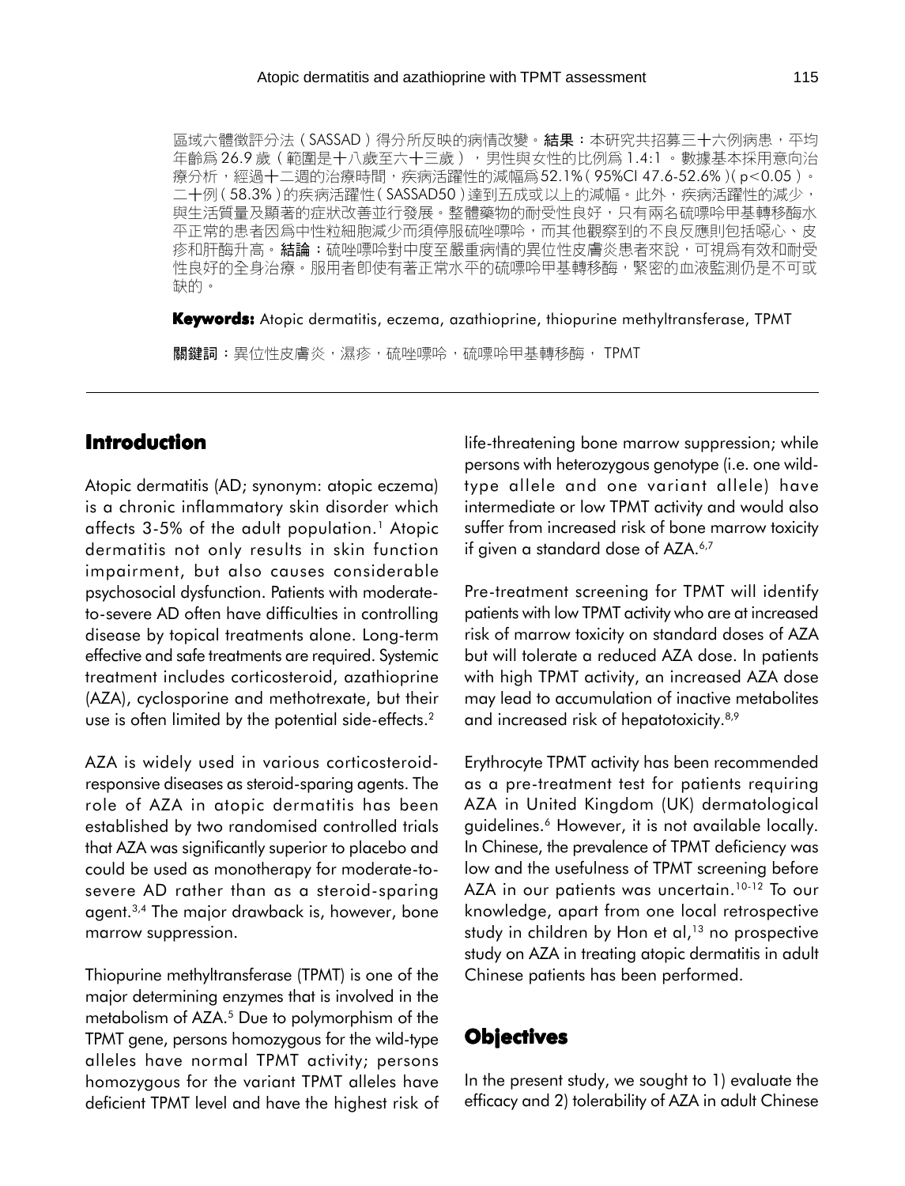區域六體徵評分法（SASSAD）得分所反映的病情改變。**結果**：本研究共招募三十六例病患，平均年齡爲 26.9 歲（範圍是十八歲至六十三歲），男性與女性的比例爲 1.4:1。數據基本採用意向治療分析，經過十二週的治療時間，疾病活躍性的減幅爲52.1%（95%CI 47.6-52.6%）（p<0.05）。二十例（58.3%）的疾病活躍性（SASSAD50）達到五成或以上的減幅。此外，疾病活躍性的減少，與生活質量及顯著的症狀改善並行發展。整體藥物的耐受性良好，只有兩名硫嘌呤甲基轉移酶水平正常的患者因爲中性粒細胞減少而須停服硫唑嘌呤，而其他觀察到的不良反應則包括噁心、皮疹和肝酶升高。**結論**：硫唑嘌呤對中度至嚴重病情的異位性皮膚炎患者來說，可視爲有效和耐受性良好的全身治療。服用者即使有著正常水平的硫嘌呤甲基轉移酶，緊密的血液監測仍是不可或缺的。

**Keywords:** Atopic dermatitis, eczema, azathioprine, thiopurine methyltransferase, TPMT

**關鍵詞**：異位性皮膚炎，濕疹，硫唑嘌呤，硫嘌呤甲基轉移酶， TPMT

## Introduction

Atopic dermatitis (AD; synonym: atopic eczema) is a chronic inflammatory skin disorder which affects 3-5% of the adult population.[1] Atopic dermatitis not only results in skin function impairment, but also causes considerable psychosocial dysfunction. Patients with moderate-to-severe AD often have difficulties in controlling disease by topical treatments alone. Long-term effective and safe treatments are required. Systemic treatment includes corticosteroid, azathioprine (AZA), cyclosporine and methotrexate, but their use is often limited by the potential side-effects.[2]

AZA is widely used in various corticosteroid-responsive diseases as steroid-sparing agents. The role of AZA in atopic dermatitis has been established by two randomised controlled trials that AZA was significantly superior to placebo and could be used as monotherapy for moderate-to-severe AD rather than as a steroid-sparing agent.[3,4] The major drawback is, however, bone marrow suppression.

Thiopurine methyltransferase (TPMT) is one of the major determining enzymes that is involved in the metabolism of AZA.[5] Due to polymorphism of the TPMT gene, persons homozygous for the wild-type alleles have normal TPMT activity; persons homozygous for the variant TPMT alleles have deficient TPMT level and have the highest risk of life-threatening bone marrow suppression; while persons with heterozygous genotype (i.e. one wild-type allele and one variant allele) have intermediate or low TPMT activity and would also suffer from increased risk of bone marrow toxicity if given a standard dose of AZA.[6,7]

Pre-treatment screening for TPMT will identify patients with low TPMT activity who are at increased risk of marrow toxicity on standard doses of AZA but will tolerate a reduced AZA dose. In patients with high TPMT activity, an increased AZA dose may lead to accumulation of inactive metabolites and increased risk of hepatotoxicity.[8,9]

Erythrocyte TPMT activity has been recommended as a pre-treatment test for patients requiring AZA in United Kingdom (UK) dermatological guidelines.[6] However, it is not available locally. In Chinese, the prevalence of TPMT deficiency was low and the usefulness of TPMT screening before AZA in our patients was uncertain.[10-12] To our knowledge, apart from one local retrospective study in children by Hon et al,[13] no prospective study on AZA in treating atopic dermatitis in adult Chinese patients has been performed.

## Objectives

In the present study, we sought to 1) evaluate the efficacy and 2) tolerability of AZA in adult Chinese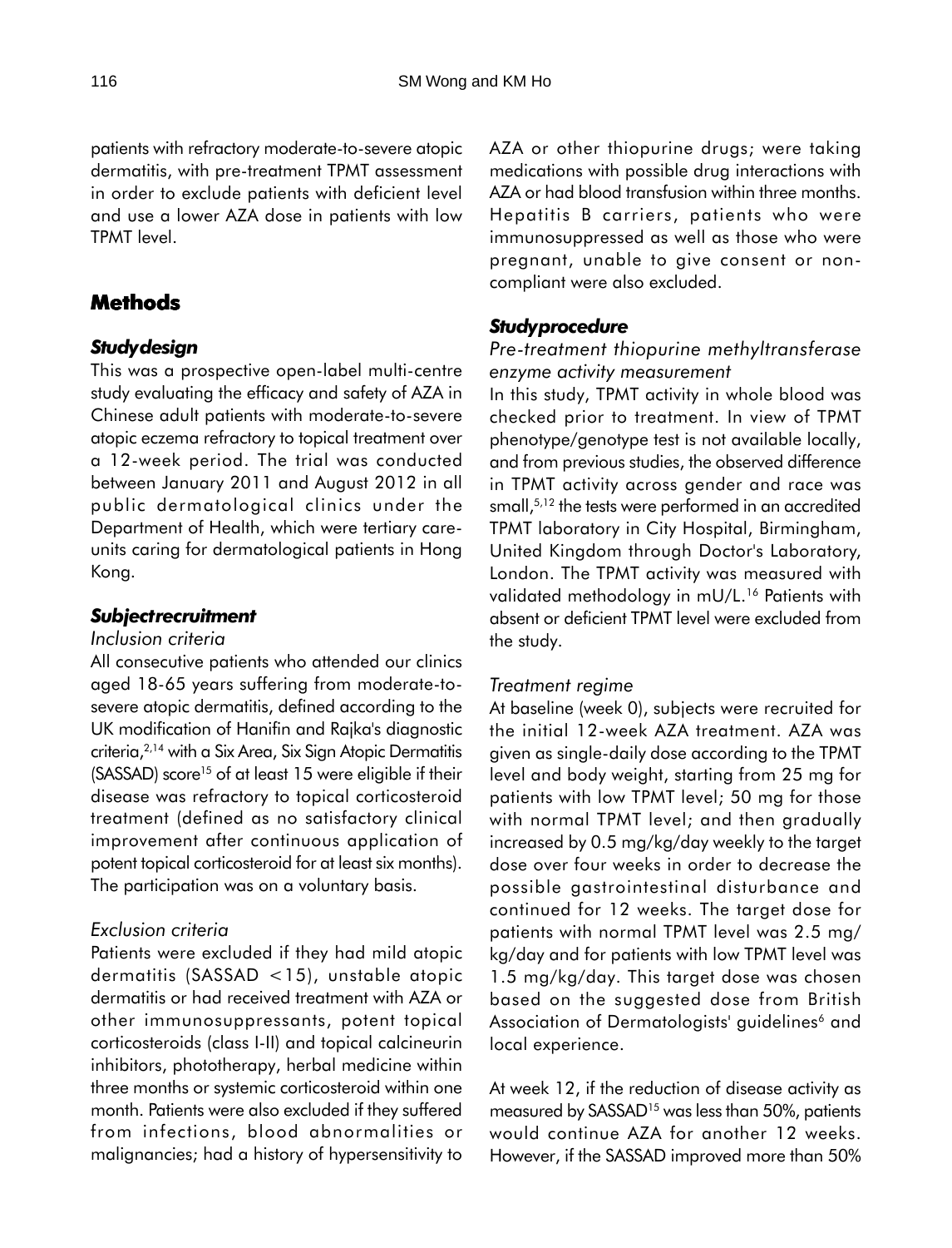patients with refractory moderate-to-severe atopic dermatitis, with pre-treatment TPMT assessment in order to exclude patients with deficient level and use a lower AZA dose in patients with low TPMT level.

## Methods

### *Study design*

This was a prospective open-label multi-centre study evaluating the efficacy and safety of AZA in Chinese adult patients with moderate-to-severe atopic eczema refractory to topical treatment over a 12-week period. The trial was conducted between January 2011 and August 2012 in all public dermatological clinics under the Department of Health, which were tertiary care-units caring for dermatological patients in Hong Kong.

### *Subject recruitment*

*Inclusion criteria*

All consecutive patients who attended our clinics aged 18-65 years suffering from moderate-to-severe atopic dermatitis, defined according to the UK modification of Hanifin and Rajka's diagnostic criteria,[2,14] with a Six Area, Six Sign Atopic Dermatitis (SASSAD) score[15] of at least 15 were eligible if their disease was refractory to topical corticosteroid treatment (defined as no satisfactory clinical improvement after continuous application of potent topical corticosteroid for at least six months). The participation was on a voluntary basis.

*Exclusion criteria*

Patients were excluded if they had mild atopic dermatitis (SASSAD <15), unstable atopic dermatitis or had received treatment with AZA or other immunosuppressants, potent topical corticosteroids (class I-II) and topical calcineurin inhibitors, phototherapy, herbal medicine within three months or systemic corticosteroid within one month. Patients were also excluded if they suffered from infections, blood abnormalities or malignancies; had a history of hypersensitivity to AZA or other thiopurine drugs; were taking medications with possible drug interactions with AZA or had blood transfusion within three months. Hepatitis B carriers, patients who were immunosuppressed as well as those who were pregnant, unable to give consent or non-compliant were also excluded.

### *Study procedure*

*Pre-treatment thiopurine methyltransferase enzyme activity measurement*

In this study, TPMT activity in whole blood was checked prior to treatment. In view of TPMT phenotype/genotype test is not available locally, and from previous studies, the observed difference in TPMT activity across gender and race was small,[5,12] the tests were performed in an accredited TPMT laboratory in City Hospital, Birmingham, United Kingdom through Doctor's Laboratory, London. The TPMT activity was measured with validated methodology in mU/L.[16] Patients with absent or deficient TPMT level were excluded from the study.

*Treatment regime*

At baseline (week 0), subjects were recruited for the initial 12-week AZA treatment. AZA was given as single-daily dose according to the TPMT level and body weight, starting from 25 mg for patients with low TPMT level; 50 mg for those with normal TPMT level; and then gradually increased by 0.5 mg/kg/day weekly to the target dose over four weeks in order to decrease the possible gastrointestinal disturbance and continued for 12 weeks. The target dose for patients with normal TPMT level was 2.5 mg/kg/day and for patients with low TPMT level was 1.5 mg/kg/day. This target dose was chosen based on the suggested dose from British Association of Dermatologists' guidelines[6] and local experience.

At week 12, if the reduction of disease activity as measured by SASSAD[15] was less than 50%, patients would continue AZA for another 12 weeks. However, if the SASSAD improved more than 50%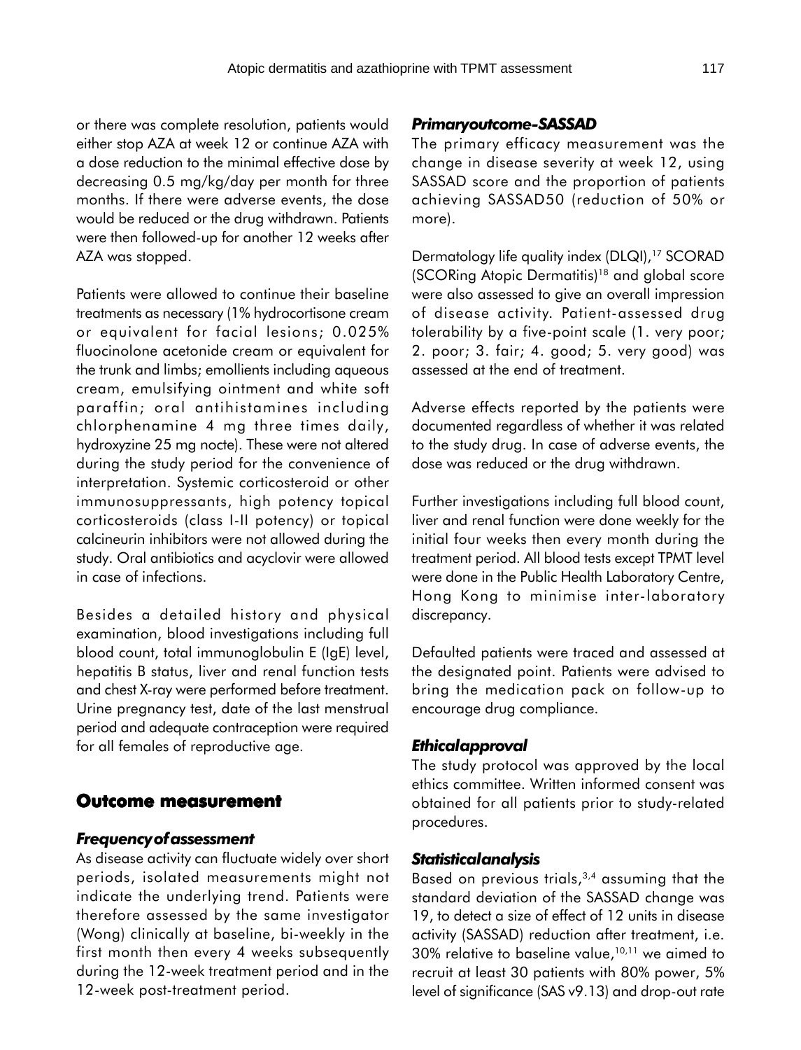or there was complete resolution, patients would either stop AZA at week 12 or continue AZA with a dose reduction to the minimal effective dose by decreasing 0.5 mg/kg/day per month for three months. If there were adverse events, the dose would be reduced or the drug withdrawn. Patients were then followed-up for another 12 weeks after AZA was stopped.

Patients were allowed to continue their baseline treatments as necessary (1% hydrocortisone cream or equivalent for facial lesions; 0.025% fluocinolone acetonide cream or equivalent for the trunk and limbs; emollients including aqueous cream, emulsifying ointment and white soft paraffin; oral antihistamines including chlorphenamine 4 mg three times daily, hydroxyzine 25 mg nocte). These were not altered during the study period for the convenience of interpretation. Systemic corticosteroid or other immunosuppressants, high potency topical corticosteroids (class I-II potency) or topical calcineurin inhibitors were not allowed during the study. Oral antibiotics and acyclovir were allowed in case of infections.

Besides a detailed history and physical examination, blood investigations including full blood count, total immunoglobulin E (IgE) level, hepatitis B status, liver and renal function tests and chest X-ray were performed before treatment. Urine pregnancy test, date of the last menstrual period and adequate contraception were required for all females of reproductive age.

## Outcome measurement

### *Frequency of assessment*

As disease activity can fluctuate widely over short periods, isolated measurements might not indicate the underlying trend. Patients were therefore assessed by the same investigator (Wong) clinically at baseline, bi-weekly in the first month then every 4 weeks subsequently during the 12-week treatment period and in the 12-week post-treatment period.

### *Primary outcome-SASSAD*

The primary efficacy measurement was the change in disease severity at week 12, using SASSAD score and the proportion of patients achieving SASSAD50 (reduction of 50% or more).

Dermatology life quality index (DLQI),[17] SCORAD (SCORing Atopic Dermatitis)[18] and global score were also assessed to give an overall impression of disease activity. Patient-assessed drug tolerability by a five-point scale (1. very poor; 2. poor; 3. fair; 4. good; 5. very good) was assessed at the end of treatment.

Adverse effects reported by the patients were documented regardless of whether it was related to the study drug. In case of adverse events, the dose was reduced or the drug withdrawn.

Further investigations including full blood count, liver and renal function were done weekly for the initial four weeks then every month during the treatment period. All blood tests except TPMT level were done in the Public Health Laboratory Centre, Hong Kong to minimise inter-laboratory discrepancy.

Defaulted patients were traced and assessed at the designated point. Patients were advised to bring the medication pack on follow-up to encourage drug compliance.

### *Ethical approval*

The study protocol was approved by the local ethics committee. Written informed consent was obtained for all patients prior to study-related procedures.

### *Statistical analysis*

Based on previous trials,[3,4] assuming that the standard deviation of the SASSAD change was 19, to detect a size of effect of 12 units in disease activity (SASSAD) reduction after treatment, i.e. 30% relative to baseline value,[10,11] we aimed to recruit at least 30 patients with 80% power, 5% level of significance (SAS v9.13) and drop-out rate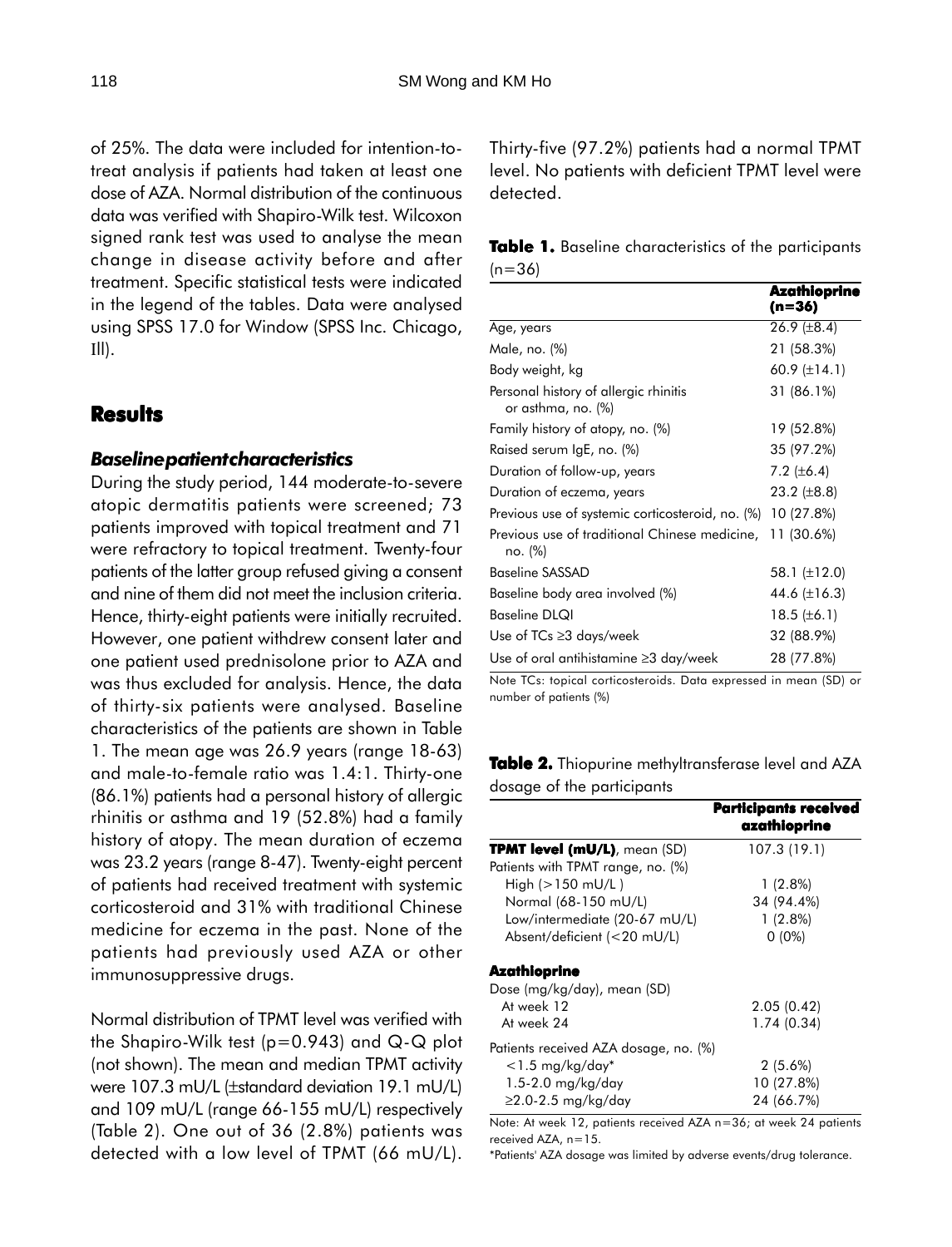of 25%. The data were included for intention-to-treat analysis if patients had taken at least one dose of AZA. Normal distribution of the continuous data was verified with Shapiro-Wilk test. Wilcoxon signed rank test was used to analyse the mean change in disease activity before and after treatment. Specific statistical tests were indicated in the legend of the tables. Data were analysed using SPSS 17.0 for Window (SPSS Inc. Chicago, Ill).

## Results

### *Baseline patient characteristics*

During the study period, 144 moderate-to-severe atopic dermatitis patients were screened; 73 patients improved with topical treatment and 71 were refractory to topical treatment. Twenty-four patients of the latter group refused giving a consent and nine of them did not meet the inclusion criteria. Hence, thirty-eight patients were initially recruited. However, one patient withdrew consent later and one patient used prednisolone prior to AZA and was thus excluded for analysis. Hence, the data of thirty-six patients were analysed. Baseline characteristics of the patients are shown in Table 1. The mean age was 26.9 years (range 18-63) and male-to-female ratio was 1.4:1. Thirty-one (86.1%) patients had a personal history of allergic rhinitis or asthma and 19 (52.8%) had a family history of atopy. The mean duration of eczema was 23.2 years (range 8-47). Twenty-eight percent of patients had received treatment with systemic corticosteroid and 31% with traditional Chinese medicine for eczema in the past. None of the patients had previously used AZA or other immunosuppressive drugs.

Normal distribution of TPMT level was verified with the Shapiro-Wilk test ($p=0.943$) and Q-Q plot (not shown). The mean and median TPMT activity were 107.3 mU/L (±standard deviation 19.1 mU/L) and 109 mU/L (range 66-155 mU/L) respectively (Table 2). One out of 36 (2.8%) patients was detected with a low level of TPMT (66 mU/L). Thirty-five (97.2%) patients had a normal TPMT level. No patients with deficient TPMT level were detected.

**Table 1.** Baseline characteristics of the participants (n=36)

| | **Azathioprine (n=36)** |
|---|---|
| Age, years | 26.9 (±8.4) |
| Male, no. (%) | 21 (58.3%) |
| Body weight, kg | 60.9 (±14.1) |
| Personal history of allergic rhinitis or asthma, no. (%) | 31 (86.1%) |
| Family history of atopy, no. (%) | 19 (52.8%) |
| Raised serum IgE, no. (%) | 35 (97.2%) |
| Duration of follow-up, years | 7.2 (±6.4) |
| Duration of eczema, years | 23.2 (±8.8) |
| Previous use of systemic corticosteroid, no. (%) | 10 (27.8%) |
| Previous use of traditional Chinese medicine, no. (%) | 11 (30.6%) |
| Baseline SASSAD | 58.1 (±12.0) |
| Baseline body area involved (%) | 44.6 (±16.3) |
| Baseline DLQI | 18.5 (±6.1) |
| Use of TCs ≥3 days/week | 32 (88.9%) |
| Use of oral antihistamine ≥3 day/week | 28 (77.8%) |

Note TCs: topical corticosteroids. Data expressed in mean (SD) or number of patients (%)

**Table 2.** Thiopurine methyltransferase level and AZA dosage of the participants

| | **Participants received azathioprine** |
|---|---|
| **TPMT level (mU/L)**, mean (SD) | 107.3 (19.1) |
| Patients with TPMT range, no. (%) | |
| High (>150 mU/L ) | 1 (2.8%) |
| Normal (68-150 mU/L) | 34 (94.4%) |
| Low/intermediate (20-67 mU/L) | 1 (2.8%) |
| Absent/deficient (<20 mU/L) | 0 (0%) |
| **Azathioprine** | |
| Dose (mg/kg/day), mean (SD) | |
| At week 12 | 2.05 (0.42) |
| At week 24 | 1.74 (0.34) |
| Patients received AZA dosage, no. (%) | |
| <1.5 mg/kg/day* | 2 (5.6%) |
| 1.5-2.0 mg/kg/day | 10 (27.8%) |
| ≥2.0-2.5 mg/kg/day | 24 (66.7%) |

Note: At week 12, patients received AZA n=36; at week 24 patients received AZA, n=15.

*Patients' AZA dosage was limited by adverse events/drug tolerance.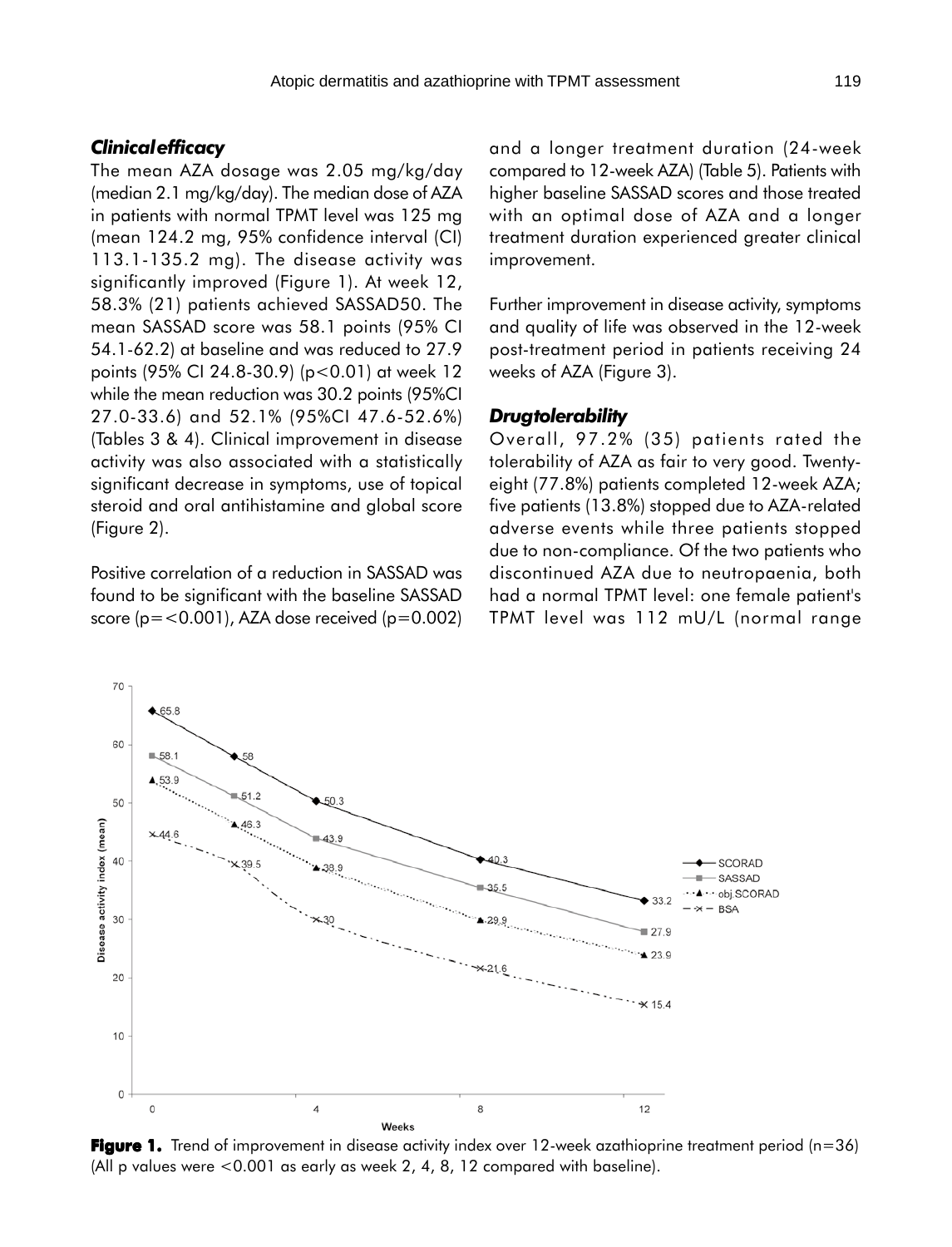### *Clinical efficacy*

The mean AZA dosage was 2.05 mg/kg/day (median 2.1 mg/kg/day). The median dose of AZA in patients with normal TPMT level was 125 mg (mean 124.2 mg, 95% confidence interval (CI) 113.1-135.2 mg). The disease activity was significantly improved (Figure 1). At week 12, 58.3% (21) patients achieved SASSAD50. The mean SASSAD score was 58.1 points (95% CI 54.1-62.2) at baseline and was reduced to 27.9 points (95% CI 24.8-30.9) ($p<0.01$) at week 12 while the mean reduction was 30.2 points (95%CI 27.0-33.6) and 52.1% (95%CI 47.6-52.6%) (Tables 3 & 4). Clinical improvement in disease activity was also associated with a statistically significant decrease in symptoms, use of topical steroid and oral antihistamine and global score (Figure 2).

Positive correlation of a reduction in SASSAD was found to be significant with the baseline SASSAD score ($p=<0.001$), AZA dose received ($p=0.002$) and a longer treatment duration (24-week compared to 12-week AZA) (Table 5). Patients with higher baseline SASSAD scores and those treated with an optimal dose of AZA and a longer treatment duration experienced greater clinical improvement.

Further improvement in disease activity, symptoms and quality of life was observed in the 12-week post-treatment period in patients receiving 24 weeks of AZA (Figure 3).

### *Drug tolerability*

Overall, 97.2% (35) patients rated the tolerability of AZA as fair to very good. Twenty-eight (77.8%) patients completed 12-week AZA; five patients (13.8%) stopped due to AZA-related adverse events while three patients stopped due to non-compliance. Of the two patients who discontinued AZA due to neutropaenia, both had a normal TPMT level: one female patient's TPMT level was 112 mU/L (normal range

**Figure 1.** Trend of improvement in disease activity index over 12-week azathioprine treatment period (n=36) (All p values were <0.001 as early as week 2, 4, 8, 12 compared with baseline).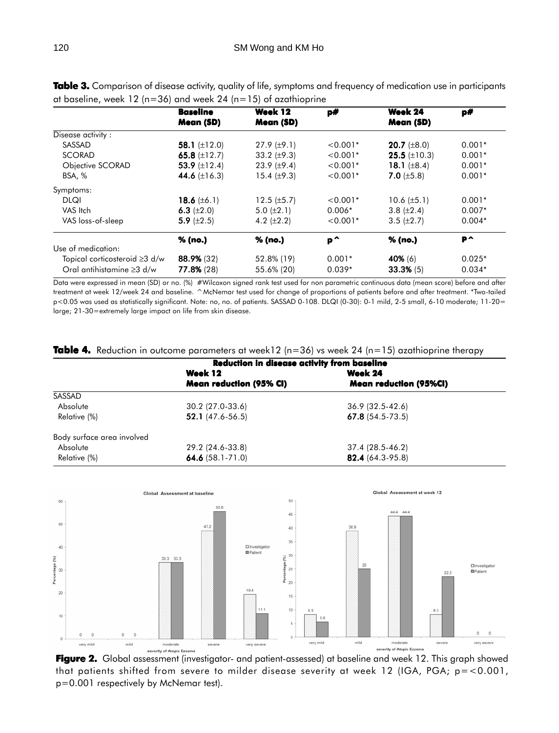**Table 3.** Comparison of disease activity, quality of life, symptoms and frequency of medication use in participants at baseline, week 12 (n=36) and week 24 (n=15) of azathioprine

| | **Baseline Mean (SD)** | **Week 12 Mean (SD)** | **p#** | **Week 24 Mean (SD)** | **p#** |
|---|---|---|---|---|---|
| Disease activity : | | | | | |
| SASSAD | **58.1** (±12.0) | 27.9 (±9.1) | <0.001* | **20.7** (±8.0) | 0.001* |
| SCORAD | **65.8** (±12.7) | 33.2 (±9.3) | <0.001* | **25.5** (±10.3) | 0.001* |
| Objective SCORAD | **53.9** (±12.4) | 23.9 (±9.4) | <0.001* | **18.1** (±8.4) | 0.001* |
| BSA, % | **44.6** (±16.3) | 15.4 (±9.3) | <0.001* | **7.0** (±5.8) | 0.001* |
| Symptoms: | | | | | |
| DLQI | **18.6** (±6.1) | 12.5 (±5.7) | <0.001* | 10.6 (±5.1) | 0.001* |
| VAS Itch | **6.3** (±2.0) | 5.0 (±2.1) | 0.006* | 3.8 (±2.4) | 0.007* |
| VAS loss-of-sleep | **5.9** (±2.5) | 4.2 (±2.2) | <0.001* | 3.5 (±2.7) | 0.004* |
| | **% (no.)** | **% (no.)** | **p^** | **% (no.)** | **P^** |
| Use of medication: | | | | | |
| Topical corticosteroid ≥3 d/w | **88.9%** (32) | 52.8% (19) | 0.001* | **40%** (6) | 0.025* |
| Oral antihistamine ≥3 d/w | **77.8%** (28) | 55.6% (20) | 0.039* | **33.3%** (5) | 0.034* |

Data were expressed in mean (SD) or no. (%) #Wilcoxon signed rank test used for non parametric continuous data (mean score) before and after treatment at week 12/week 24 and baseline. ^McNemar test used for change of proportions of patients before and after treatment. *Two-tailed p<0.05 was used as statistically significant. Note: no, no. of patients. SASSAD 0-108. DLQI (0-30): 0-1 mild, 2-5 small, 6-10 moderate; 11-20= large; 21-30=extremely large impact on life from skin disease.

**Table 4.** Reduction in outcome parameters at week12 (n=36) vs week 24 (n=15) azathioprine therapy

| | **Reduction in disease activity from baseline** | |
|---|---|---|
| | **Week 12 Mean reduction (95% CI)** | **Week 24 Mean reduction (95%CI)** |
| SASSAD | | |
| Absolute | 30.2 (27.0-33.6) | 36.9 (32.5-42.6) |
| Relative (%) | **52.1** (47.6-56.5) | **67.8** (54.5-73.5) |
| Body surface area involved | | |
| Absolute | 29.2 (24.6-33.8) | 37.4 (28.5-46.2) |
| Relative (%) | **64.6** (58.1-71.0) | **82.4** (64.3-95.8) |

**Figure 2.** Global assessment (investigator- and patient-assessed) at baseline and week 12. This graph showed that patients shifted from severe to milder disease severity at week 12 (IGA, PGA; p=<0.001, p=0.001 respectively by McNemar test).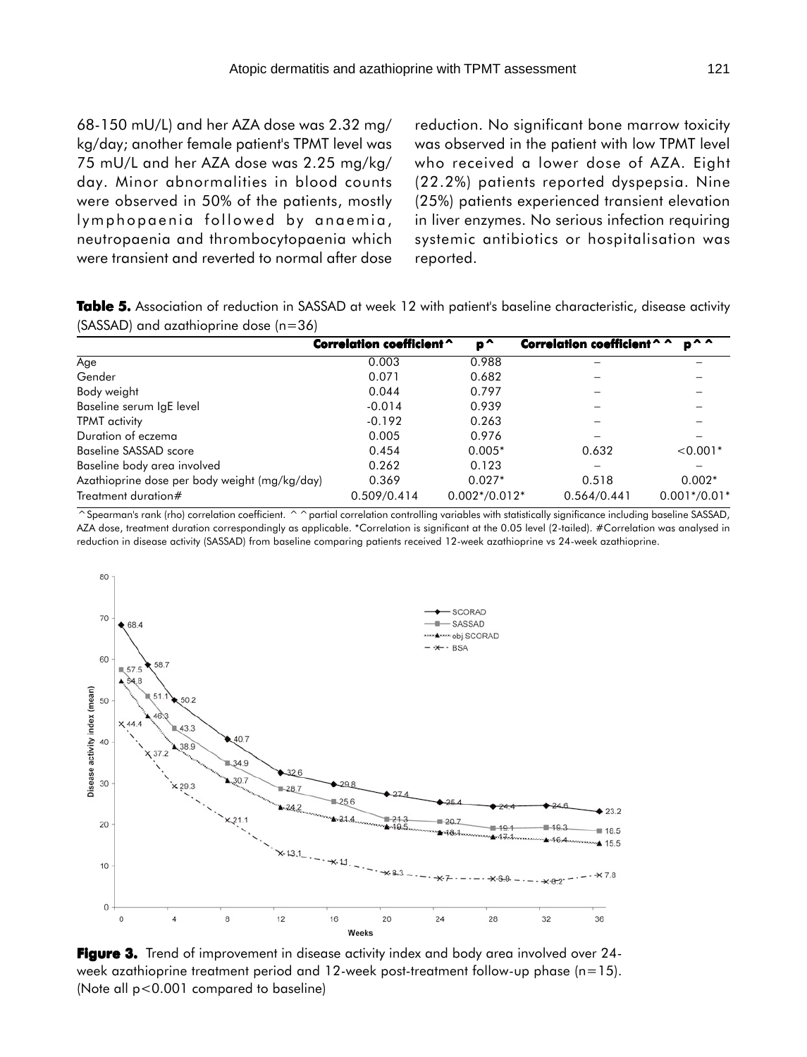68-150 mU/L) and her AZA dose was 2.32 mg/kg/day; another female patient's TPMT level was 75 mU/L and her AZA dose was 2.25 mg/kg/day. Minor abnormalities in blood counts were observed in 50% of the patients, mostly lymphopaenia followed by anaemia, neutropaenia and thrombocytopaenia which were transient and reverted to normal after dose reduction. No significant bone marrow toxicity was observed in the patient with low TPMT level who received a lower dose of AZA. Eight (22.2%) patients reported dyspepsia. Nine (25%) patients experienced transient elevation in liver enzymes. No serious infection requiring systemic antibiotics or hospitalisation was reported.

**Table 5.** Association of reduction in SASSAD at week 12 with patient's baseline characteristic, disease activity (SASSAD) and azathioprine dose (n=36)

| | Correlation coefficient^ | p^ | Correlation coefficient^^ | p^^ |
|---|---|---|---|---|
| Age | 0.003 | 0.988 | – | – |
| Gender | 0.071 | 0.682 | – | – |
| Body weight | 0.044 | 0.797 | – | – |
| Baseline serum IgE level | -0.014 | 0.939 | – | – |
| TPMT activity | -0.192 | 0.263 | – | – |
| Duration of eczema | 0.005 | 0.976 | – | – |
| Baseline SASSAD score | 0.454 | 0.005* | 0.632 | <0.001* |
| Baseline body area involved | 0.262 | 0.123 | – | – |
| Azathioprine dose per body weight (mg/kg/day) | 0.369 | 0.027* | 0.518 | 0.002* |
| Treatment duration# | 0.509/0.414 | 0.002*/0.012* | 0.564/0.441 | 0.001*/0.01* |

^Spearman's rank (rho) correlation coefficient. ^^partial correlation controlling variables with statistically significance including baseline SASSAD, AZA dose, treatment duration correspondingly as applicable. *Correlation is significant at the 0.05 level (2-tailed). #Correlation was analysed in reduction in disease activity (SASSAD) from baseline comparing patients received 12-week azathioprine vs 24-week azathioprine.

**Figure 3.** Trend of improvement in disease activity index and body area involved over 24-week azathioprine treatment period and 12-week post-treatment follow-up phase (n=15). (Note all p<0.001 compared to baseline)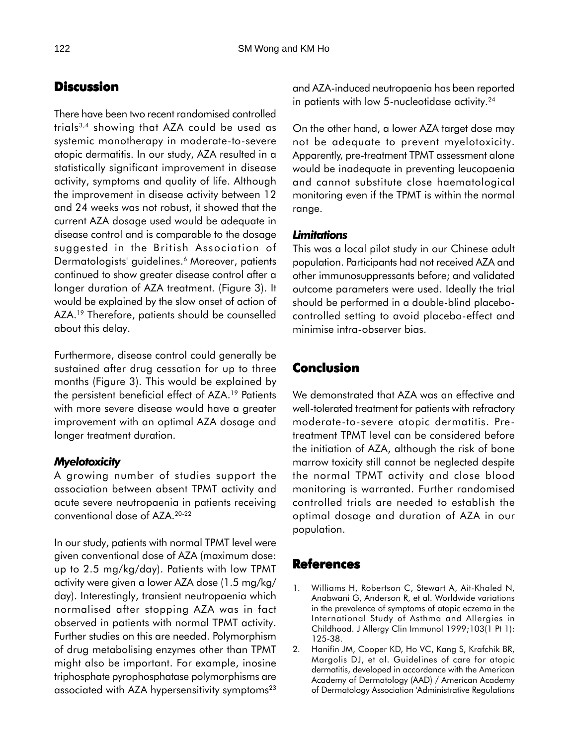## Discussion

There have been two recent randomised controlled trials[3,4] showing that AZA could be used as systemic monotherapy in moderate-to-severe atopic dermatitis. In our study, AZA resulted in a statistically significant improvement in disease activity, symptoms and quality of life. Although the improvement in disease activity between 12 and 24 weeks was not robust, it showed that the current AZA dosage used would be adequate in disease control and is comparable to the dosage suggested in the British Association of Dermatologists' guidelines.[6] Moreover, patients continued to show greater disease control after a longer duration of AZA treatment. (Figure 3). It would be explained by the slow onset of action of AZA.[19] Therefore, patients should be counselled about this delay.

Furthermore, disease control could generally be sustained after drug cessation for up to three months (Figure 3). This would be explained by the persistent beneficial effect of AZA.[19] Patients with more severe disease would have a greater improvement with an optimal AZA dosage and longer treatment duration.

### *Myelotoxicity*

A growing number of studies support the association between absent TPMT activity and acute severe neutropaenia in patients receiving conventional dose of AZA.[20-22]

In our study, patients with normal TPMT level were given conventional dose of AZA (maximum dose: up to 2.5 mg/kg/day). Patients with low TPMT activity were given a lower AZA dose (1.5 mg/kg/day). Interestingly, transient neutropaenia which normalised after stopping AZA was in fact observed in patients with normal TPMT activity. Further studies on this are needed. Polymorphism of drug metabolising enzymes other than TPMT might also be important. For example, inosine triphosphate pyrophosphatase polymorphisms are associated with AZA hypersensitivity symptoms[23] and AZA-induced neutropaenia has been reported in patients with low 5-nucleotidase activity.[24]

On the other hand, a lower AZA target dose may not be adequate to prevent myelotoxicity. Apparently, pre-treatment TPMT assessment alone would be inadequate in preventing leucopaenia and cannot substitute close haematological monitoring even if the TPMT is within the normal range.

### *Limitations*

This was a local pilot study in our Chinese adult population. Participants had not received AZA and other immunosuppressants before; and validated outcome parameters were used. Ideally the trial should be performed in a double-blind placebo-controlled setting to avoid placebo-effect and minimise intra-observer bias.

## Conclusion

We demonstrated that AZA was an effective and well-tolerated treatment for patients with refractory moderate-to-severe atopic dermatitis. Pre-treatment TPMT level can be considered before the initiation of AZA, although the risk of bone marrow toxicity still cannot be neglected despite the normal TPMT activity and close blood monitoring is warranted. Further randomised controlled trials are needed to establish the optimal dosage and duration of AZA in our population.

## References

1. Williams H, Robertson C, Stewart A, Ait-Khaled N, Anabwani G, Anderson R, et al. Worldwide variations in the prevalence of symptoms of atopic eczema in the International Study of Asthma and Allergies in Childhood. J Allergy Clin Immunol 1999;103(1 Pt 1): 125-38.
2. Hanifin JM, Cooper KD, Ho VC, Kang S, Krafchik BR, Margolis DJ, et al. Guidelines of care for atopic dermatitis, developed in accordance with the American Academy of Dermatology (AAD) / American Academy of Dermatology Association 'Administrative Regulations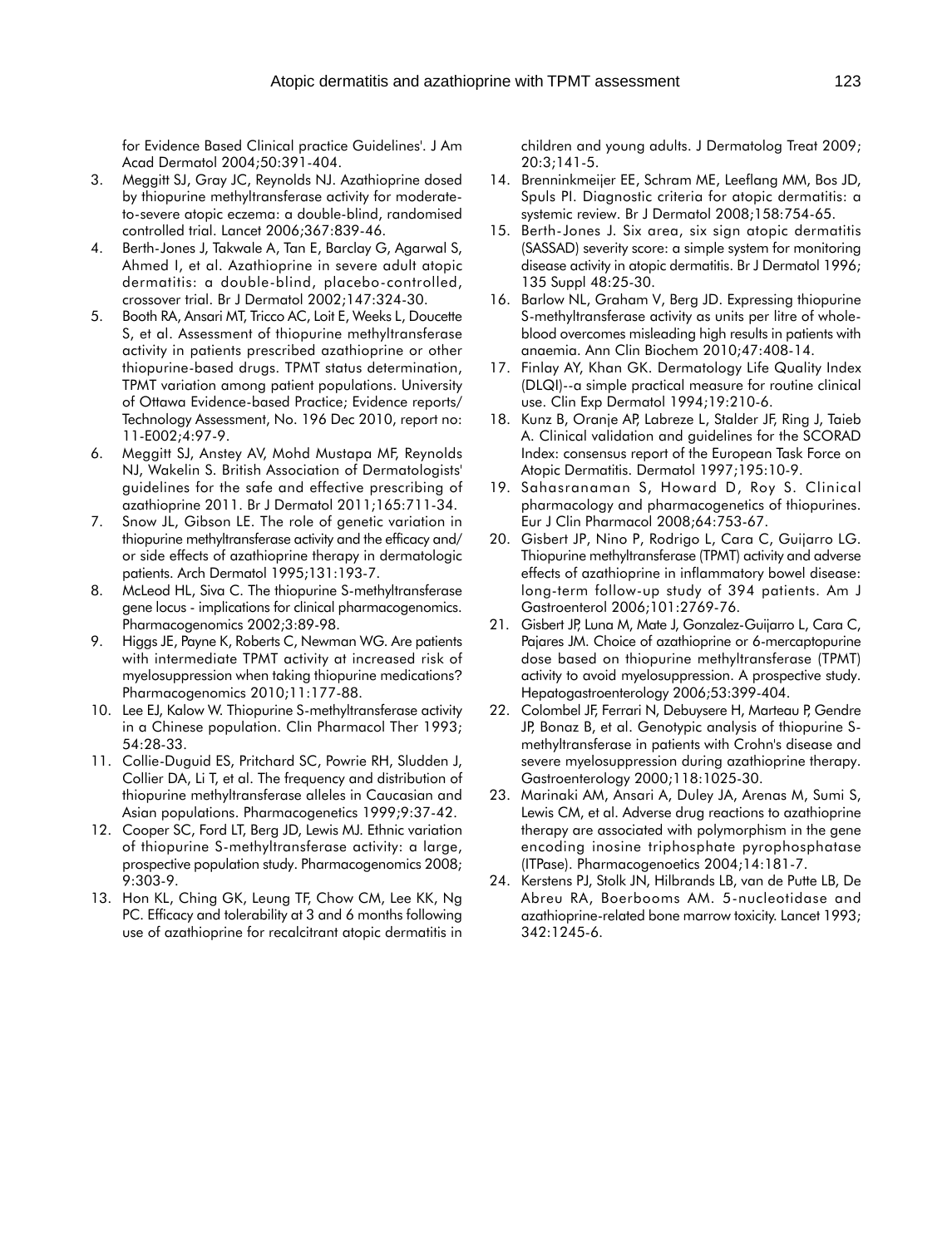for Evidence Based Clinical practice Guidelines'. J Am Acad Dermatol 2004;50:391-404.

3. Meggitt SJ, Gray JC, Reynolds NJ. Azathioprine dosed by thiopurine methyltransferase activity for moderate-to-severe atopic eczema: a double-blind, randomised controlled trial. Lancet 2006;367:839-46.
4. Berth-Jones J, Takwale A, Tan E, Barclay G, Agarwal S, Ahmed I, et al. Azathioprine in severe adult atopic dermatitis: a double-blind, placebo-controlled, crossover trial. Br J Dermatol 2002;147:324-30.
5. Booth RA, Ansari MT, Tricco AC, Loit E, Weeks L, Doucette S, et al. Assessment of thiopurine methyltransferase activity in patients prescribed azathioprine or other thiopurine-based drugs. TPMT status determination, TPMT variation among patient populations. University of Ottawa Evidence-based Practice; Evidence reports/ Technology Assessment, No. 196 Dec 2010, report no: 11-E002;4:97-9.
6. Meggitt SJ, Anstey AV, Mohd Mustapa MF, Reynolds NJ, Wakelin S. British Association of Dermatologists' guidelines for the safe and effective prescribing of azathioprine 2011. Br J Dermatol 2011;165:711-34.
7. Snow JL, Gibson LE. The role of genetic variation in thiopurine methyltransferase activity and the efficacy and/ or side effects of azathioprine therapy in dermatologic patients. Arch Dermatol 1995;131:193-7.
8. McLeod HL, Siva C. The thiopurine S-methyltransferase gene locus - implications for clinical pharmacogenomics. Pharmacogenomics 2002;3:89-98.
9. Higgs JE, Payne K, Roberts C, Newman WG. Are patients with intermediate TPMT activity at increased risk of myelosuppression when taking thiopurine medications? Pharmacogenomics 2010;11:177-88.
10. Lee EJ, Kalow W. Thiopurine S-methyltransferase activity in a Chinese population. Clin Pharmacol Ther 1993; 54:28-33.
11. Collie-Duguid ES, Pritchard SC, Powrie RH, Sludden J, Collier DA, Li T, et al. The frequency and distribution of thiopurine methyltransferase alleles in Caucasian and Asian populations. Pharmacogenetics 1999;9:37-42.
12. Cooper SC, Ford LT, Berg JD, Lewis MJ. Ethnic variation of thiopurine S-methyltransferase activity: a large, prospective population study. Pharmacogenomics 2008; 9:303-9.
13. Hon KL, Ching GK, Leung TF, Chow CM, Lee KK, Ng PC. Efficacy and tolerability at 3 and 6 months following use of azathioprine for recalcitrant atopic dermatitis in children and young adults. J Dermatolog Treat 2009; 20:3;141-5.
14. Brenninkmeijer EE, Schram ME, Leeflang MM, Bos JD, Spuls PI. Diagnostic criteria for atopic dermatitis: a systemic review. Br J Dermatol 2008;158:754-65.
15. Berth-Jones J. Six area, six sign atopic dermatitis (SASSAD) severity score: a simple system for monitoring disease activity in atopic dermatitis. Br J Dermatol 1996; 135 Suppl 48:25-30.
16. Barlow NL, Graham V, Berg JD. Expressing thiopurine S-methyltransferase activity as units per litre of whole-blood overcomes misleading high results in patients with anaemia. Ann Clin Biochem 2010;47:408-14.
17. Finlay AY, Khan GK. Dermatology Life Quality Index (DLQI)--a simple practical measure for routine clinical use. Clin Exp Dermatol 1994;19:210-6.
18. Kunz B, Oranje AP, Labreze L, Stalder JF, Ring J, Taieb A. Clinical validation and guidelines for the SCORAD Index: consensus report of the European Task Force on Atopic Dermatitis. Dermatol 1997;195:10-9.
19. Sahasranaman S, Howard D, Roy S. Clinical pharmacology and pharmacogenetics of thiopurines. Eur J Clin Pharmacol 2008;64:753-67.
20. Gisbert JP, Nino P, Rodrigo L, Cara C, Guijarro LG. Thiopurine methyltransferase (TPMT) activity and adverse effects of azathioprine in inflammatory bowel disease: long-term follow-up study of 394 patients. Am J Gastroenterol 2006;101:2769-76.
21. Gisbert JP, Luna M, Mate J, Gonzalez-Guijarro L, Cara C, Pajares JM. Choice of azathioprine or 6-mercaptopurine dose based on thiopurine methyltransferase (TPMT) activity to avoid myelosuppression. A prospective study. Hepatogastroenterology 2006;53:399-404.
22. Colombel JF, Ferrari N, Debuysere H, Marteau P, Gendre JP, Bonaz B, et al. Genotypic analysis of thiopurine S-methyltransferase in patients with Crohn's disease and severe myelosuppression during azathioprine therapy. Gastroenterology 2000;118:1025-30.
23. Marinaki AM, Ansari A, Duley JA, Arenas M, Sumi S, Lewis CM, et al. Adverse drug reactions to azathioprine therapy are associated with polymorphism in the gene encoding inosine triphosphate pyrophosphatase (ITPase). Pharmacogenoetics 2004;14:181-7.
24. Kerstens PJ, Stolk JN, Hilbrands LB, van de Putte LB, De Abreu RA, Boerbooms AM. 5-nucleotidase and azathioprine-related bone marrow toxicity. Lancet 1993; 342:1245-6.